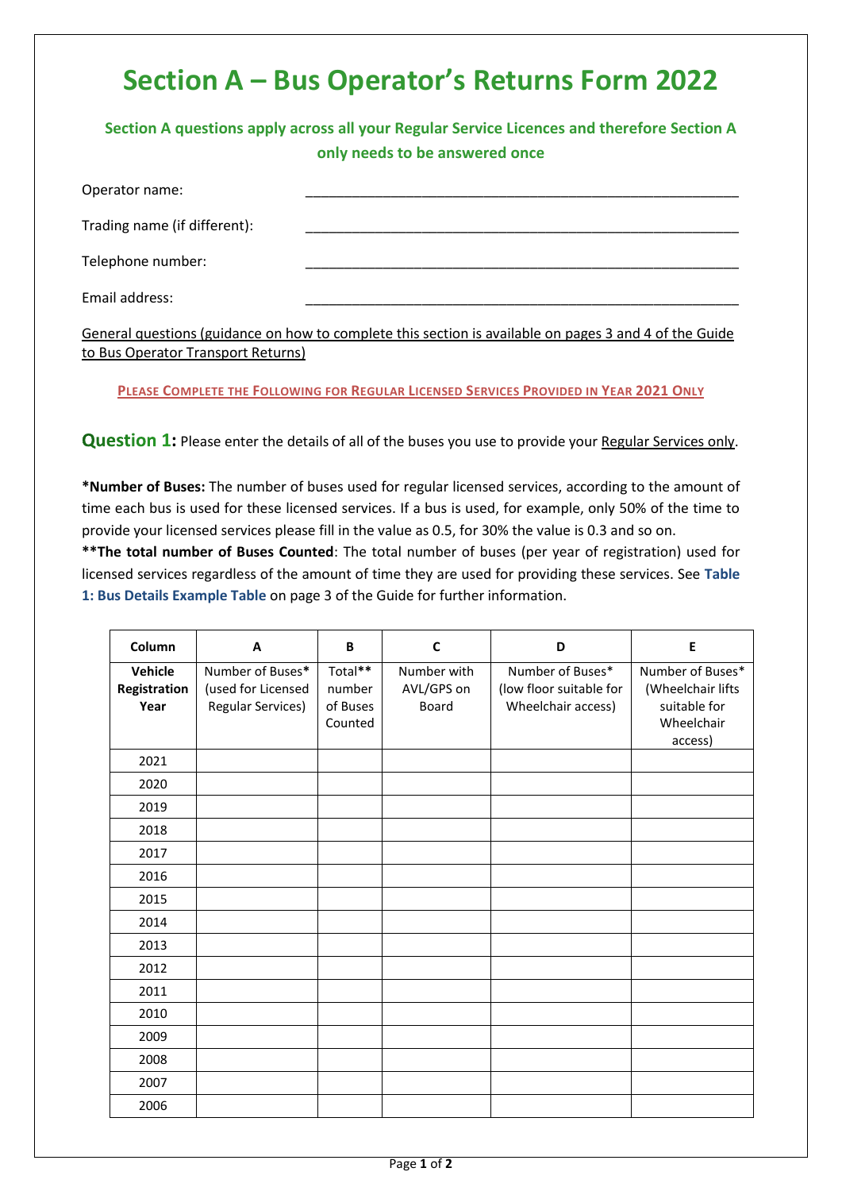# Section A – Bus Operator's Returns Form 2022

**Section A questions apply across all your Regular Service Licences and therefore Section A only needs to be answered once**

Operator name: ______________________________________________

Trading name (if different): ______________________________________________

Telephone number: ______________________________________________

Email address: ______________________________________________

General questions (guidance on how to complete this section is available on pages 3 and 4 of the Guide to Bus Operator Transport Returns)

**PLEASE COMPLETE THE FOLLOWING FOR REGULAR LICENSED SERVICES PROVIDED IN YEAR 2021 ONLY**

**Question 1:** Please enter the details of all of the buses you use to provide your Regular Services only.

***Number of Buses:** The number of buses used for regular licensed services, according to the amount of time each bus is used for these licensed services. If a bus is used, for example, only 50% of the time to provide your licensed services please fill in the value as 0.5, for 30% the value is 0.3 and so on.

****The total number of Buses Counted**: The total number of buses (per year of registration) used for licensed services regardless of the amount of time they are used for providing these services. See **Table 1: Bus Details Example Table** on page 3 of the Guide for further information.

| Column | A | B | C | D | E |
|---|---|---|---|---|---|
| **Vehicle Registration Year** | Number of Buses* (used for Licensed Regular Services) | Total** number of Buses Counted | Number with AVL/GPS on Board | Number of Buses* (low floor suitable for Wheelchair access) | Number of Buses* (Wheelchair lifts suitable for Wheelchair access) |
| 2021 | | | | | |
| 2020 | | | | | |
| 2019 | | | | | |
| 2018 | | | | | |
| 2017 | | | | | |
| 2016 | | | | | |
| 2015 | | | | | |
| 2014 | | | | | |
| 2013 | | | | | |
| 2012 | | | | | |
| 2011 | | | | | |
| 2010 | | | | | |
| 2009 | | | | | |
| 2008 | | | | | |
| 2007 | | | | | |
| 2006 | | | | | |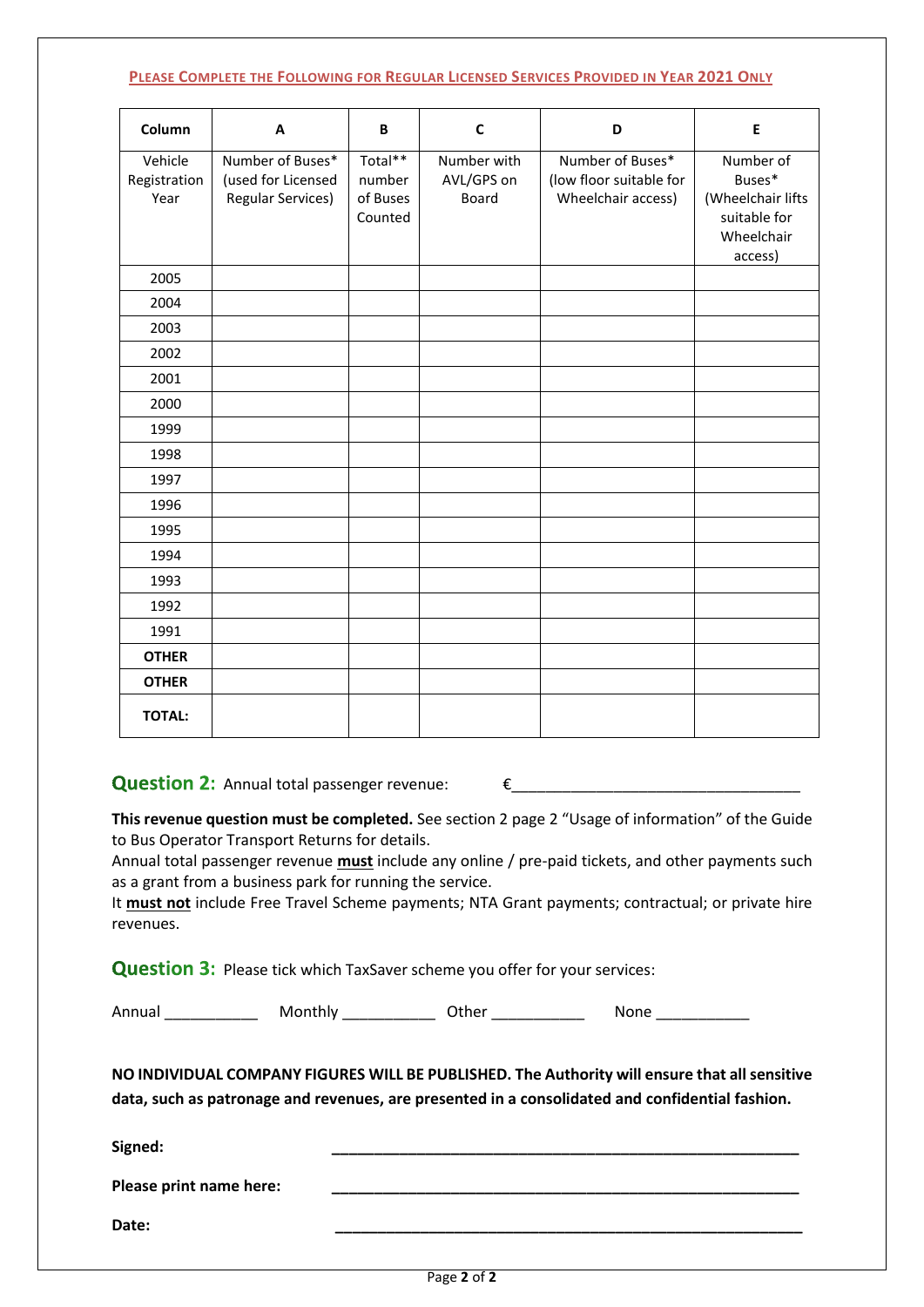**PLEASE COMPLETE THE FOLLOWING FOR REGULAR LICENSED SERVICES PROVIDED IN YEAR 2021 ONLY**

| Column | A | B | C | D | E |
|---|---|---|---|---|---|
| Vehicle Registration Year | Number of Buses* (used for Licensed Regular Services) | Total** number of Buses Counted | Number with AVL/GPS on Board | Number of Buses* (low floor suitable for Wheelchair access) | Number of Buses* (Wheelchair lifts suitable for Wheelchair access) |
| 2005 | | | | | |
| 2004 | | | | | |
| 2003 | | | | | |
| 2002 | | | | | |
| 2001 | | | | | |
| 2000 | | | | | |
| 1999 | | | | | |
| 1998 | | | | | |
| 1997 | | | | | |
| 1996 | | | | | |
| 1995 | | | | | |
| 1994 | | | | | |
| 1993 | | | | | |
| 1992 | | | | | |
| 1991 | | | | | |
| **OTHER** | | | | | |
| **OTHER** | | | | | |
| **TOTAL:** | | | | | |

**Question 2:** Annual total passenger revenue: €_________________________________

**This revenue question must be completed.** See section 2 page 2 "Usage of information" of the Guide to Bus Operator Transport Returns for details.
Annual total passenger revenue **must** include any online / pre-paid tickets, and other payments such as a grant from a business park for running the service.
It **must not** include Free Travel Scheme payments; NTA Grant payments; contractual; or private hire revenues.

**Question 3:** Please tick which TaxSaver scheme you offer for your services:

Annual ___________ Monthly ___________ Other ___________ None ___________

**NO INDIVIDUAL COMPANY FIGURES WILL BE PUBLISHED. The Authority will ensure that all sensitive data, such as patronage and revenues, are presented in a consolidated and confidential fashion.**

**Signed:** _______________________________________________________

**Please print name here:** _______________________________________________________

**Date:** _______________________________________________________